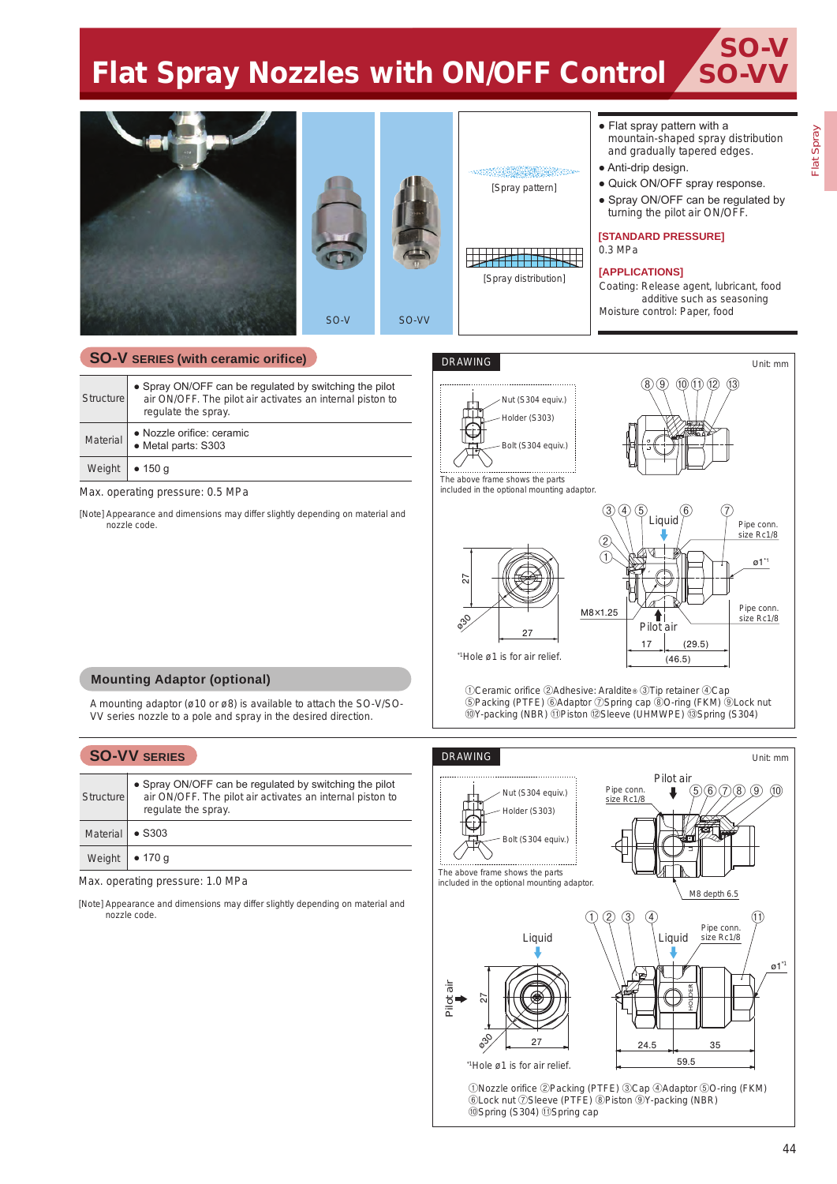# Flat Spray Nozzles with ON/OFF Control

## SO-V / SO-VV

SO-V　SO-VV

[Spray pattern]

[Spray distribution]

- Flat spray pattern with a mountain-shaped spray distribution and gradually tapered edges.
- Anti-drip design.
- Quick ON/OFF spray response.
- Spray ON/OFF can be regulated by turning the pilot air ON/OFF.

**[STANDARD PRESSURE]**
0.3 MPa

**[APPLICATIONS]**
Coating: Release agent, lubricant, food additive such as seasoning
Moisture control: Paper, food

## SO-V SERIES (with ceramic orifice)

| | |
|---|---|
| Structure | ● Spray ON/OFF can be regulated by switching the pilot air ON/OFF. The pilot air activates an internal piston to regulate the spray. |
| Material | ● Nozzle orifice: ceramic<br>● Metal parts: S303 |
| Weight | ● 150 g |

Max. operating pressure: 0.5 MPa

[Note] Appearance and dimensions may differ slightly depending on material and nozzle code.

### DRAWING

Unit: mm

Nut (S304 equiv.)
Holder (S303)
Bolt (S304 equiv.)

The above frame shows the parts included in the optional mounting adaptor.

Liquid　Pipe conn. size Rc1/8　ø1*1　Pipe conn. size Rc1/8　M8×1.25　Pilot air　27　ø30　27　17　(29.5)　(46.5)

*1Hole ø1 is for air relief.

①Ceramic orifice ②Adhesive: Araldite® ③Tip retainer ④Cap ⑤Packing (PTFE) ⑥Adaptor ⑦Spring cap ⑧O-ring (FKM) ⑨Lock nut ⑩Y-packing (NBR) ⑪Piston ⑫Sleeve (UHMWPE) ⑬Spring (S304)

## Mounting Adaptor (optional)

A mounting adaptor (ø10 or ø8) is available to attach the SO-V/SO-VV series nozzle to a pole and spray in the desired direction.

## SO-VV SERIES

| | |
|---|---|
| Structure | ● Spray ON/OFF can be regulated by switching the pilot air ON/OFF. The pilot air activates an internal piston to regulate the spray. |
| Material | ● S303 |
| Weight | ● 170 g |

Max. operating pressure: 1.0 MPa

[Note] Appearance and dimensions may differ slightly depending on material and nozzle code.

### DRAWING

Unit: mm

Nut (S304 equiv.)
Holder (S303)
Bolt (S304 equiv.)

The above frame shows the parts included in the optional mounting adaptor.

Pilot air　Pipe conn. size Rc1/8　M8 depth 6.5　Liquid　Pilot air　27　ø30　27　Liquid　Pipe conn. size Rc1/8　ø1*1　24.5　35　59.5

*1Hole ø1 is for air relief.

①Nozzle orifice ②Packing (PTFE) ③Cap ④Adaptor ⑤O-ring (FKM) ⑥Lock nut ⑦Sleeve (PTFE) ⑧Piston ⑨Y-packing (NBR) ⑩Spring (S304) ⑪Spring cap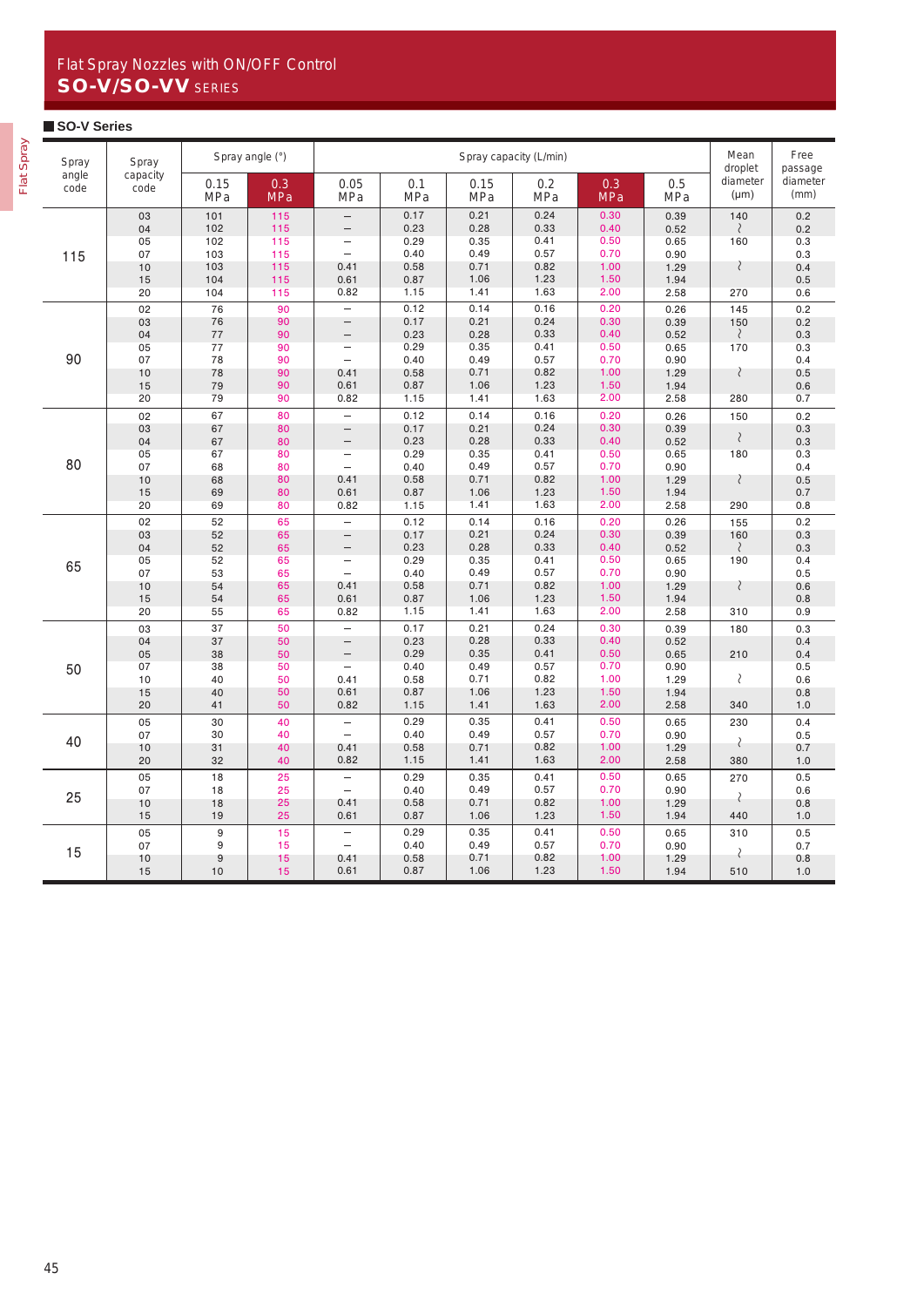# Flat Spray Nozzles with ON/OFF Control

## SO-V/SO-VV SERIES

### SO-V Series

| Spray angle code | Spray capacity code | Spray angle (°) 0.15 MPa | 0.3 MPa | Spray capacity (L/min) 0.05 MPa | 0.1 MPa | 0.15 MPa | 0.2 MPa | 0.3 MPa | 0.5 MPa | Mean droplet diameter (μm) | Free passage diameter (mm) |
|---|---|---|---|---|---|---|---|---|---|---|---|
| 115 | 03 | 101 | 115 | – | 0.17 | 0.21 | 0.24 | 0.30 | 0.39 | 140 | 0.2 |
| | 04 | 102 | 115 | – | 0.23 | 0.28 | 0.33 | 0.40 | 0.52 | ~ | 0.2 |
| | 05 | 102 | 115 | – | 0.29 | 0.35 | 0.41 | 0.50 | 0.65 | 160 | 0.3 |
| | 07 | 103 | 115 | – | 0.40 | 0.49 | 0.57 | 0.70 | 0.90 | | 0.3 |
| | 10 | 103 | 115 | 0.41 | 0.58 | 0.71 | 0.82 | 1.00 | 1.29 | ~ | 0.4 |
| | 15 | 104 | 115 | 0.61 | 0.87 | 1.06 | 1.23 | 1.50 | 1.94 | | 0.5 |
| | 20 | 104 | 115 | 0.82 | 1.15 | 1.41 | 1.63 | 2.00 | 2.58 | 270 | 0.6 |
| 90 | 02 | 76 | 90 | – | 0.12 | 0.14 | 0.16 | 0.20 | 0.26 | 145 | 0.2 |
| | 03 | 76 | 90 | – | 0.17 | 0.21 | 0.24 | 0.30 | 0.39 | 150 | 0.2 |
| | 04 | 77 | 90 | – | 0.23 | 0.28 | 0.33 | 0.40 | 0.52 | ~ | 0.3 |
| | 05 | 77 | 90 | – | 0.29 | 0.35 | 0.41 | 0.50 | 0.65 | 170 | 0.3 |
| | 07 | 78 | 90 | – | 0.40 | 0.49 | 0.57 | 0.70 | 0.90 | | 0.4 |
| | 10 | 78 | 90 | 0.41 | 0.58 | 0.71 | 0.82 | 1.00 | 1.29 | ~ | 0.5 |
| | 15 | 79 | 90 | 0.61 | 0.87 | 1.06 | 1.23 | 1.50 | 1.94 | | 0.6 |
| | 20 | 79 | 90 | 0.82 | 1.15 | 1.41 | 1.63 | 2.00 | 2.58 | 280 | 0.7 |
| 80 | 02 | 67 | 80 | – | 0.12 | 0.14 | 0.16 | 0.20 | 0.26 | 150 | 0.2 |
| | 03 | 67 | 80 | – | 0.17 | 0.21 | 0.24 | 0.30 | 0.39 | | 0.3 |
| | 04 | 67 | 80 | – | 0.23 | 0.28 | 0.33 | 0.40 | 0.52 | ~ | 0.3 |
| | 05 | 67 | 80 | – | 0.29 | 0.35 | 0.41 | 0.50 | 0.65 | 180 | 0.3 |
| | 07 | 68 | 80 | – | 0.40 | 0.49 | 0.57 | 0.70 | 0.90 | | 0.4 |
| | 10 | 68 | 80 | 0.41 | 0.58 | 0.71 | 0.82 | 1.00 | 1.29 | ~ | 0.5 |
| | 15 | 69 | 80 | 0.61 | 0.87 | 1.06 | 1.23 | 1.50 | 1.94 | | 0.7 |
| | 20 | 69 | 80 | 0.82 | 1.15 | 1.41 | 1.63 | 2.00 | 2.58 | 290 | 0.8 |
| 65 | 02 | 52 | 65 | – | 0.12 | 0.14 | 0.16 | 0.20 | 0.26 | 155 | 0.2 |
| | 03 | 52 | 65 | – | 0.17 | 0.21 | 0.24 | 0.30 | 0.39 | 160 | 0.3 |
| | 04 | 52 | 65 | – | 0.23 | 0.28 | 0.33 | 0.40 | 0.52 | ~ | 0.3 |
| | 05 | 52 | 65 | – | 0.29 | 0.35 | 0.41 | 0.50 | 0.65 | 190 | 0.4 |
| | 07 | 53 | 65 | – | 0.40 | 0.49 | 0.57 | 0.70 | 0.90 | | 0.5 |
| | 10 | 54 | 65 | 0.41 | 0.58 | 0.71 | 0.82 | 1.00 | 1.29 | ~ | 0.6 |
| | 15 | 54 | 65 | 0.61 | 0.87 | 1.06 | 1.23 | 1.50 | 1.94 | | 0.8 |
| | 20 | 55 | 65 | 0.82 | 1.15 | 1.41 | 1.63 | 2.00 | 2.58 | 310 | 0.9 |
| 50 | 03 | 37 | 50 | – | 0.17 | 0.21 | 0.24 | 0.30 | 0.39 | 180 | 0.3 |
| | 04 | 37 | 50 | – | 0.23 | 0.28 | 0.33 | 0.40 | 0.52 | | 0.4 |
| | 05 | 38 | 50 | – | 0.29 | 0.35 | 0.41 | 0.50 | 0.65 | 210 | 0.4 |
| | 07 | 38 | 50 | – | 0.40 | 0.49 | 0.57 | 0.70 | 0.90 | | 0.5 |
| | 10 | 40 | 50 | 0.41 | 0.58 | 0.71 | 0.82 | 1.00 | 1.29 | ~ | 0.6 |
| | 15 | 40 | 50 | 0.61 | 0.87 | 1.06 | 1.23 | 1.50 | 1.94 | | 0.8 |
| | 20 | 41 | 50 | 0.82 | 1.15 | 1.41 | 1.63 | 2.00 | 2.58 | 340 | 1.0 |
| 40 | 05 | 30 | 40 | – | 0.29 | 0.35 | 0.41 | 0.50 | 0.65 | 230 | 0.4 |
| | 07 | 30 | 40 | – | 0.40 | 0.49 | 0.57 | 0.70 | 0.90 | ~ | 0.5 |
| | 10 | 31 | 40 | 0.41 | 0.58 | 0.71 | 0.82 | 1.00 | 1.29 | | 0.7 |
| | 20 | 32 | 40 | 0.82 | 1.15 | 1.41 | 1.63 | 2.00 | 2.58 | 380 | 1.0 |
| 25 | 05 | 18 | 25 | – | 0.29 | 0.35 | 0.41 | 0.50 | 0.65 | 270 | 0.5 |
| | 07 | 18 | 25 | – | 0.40 | 0.49 | 0.57 | 0.70 | 0.90 | ~ | 0.6 |
| | 10 | 18 | 25 | 0.41 | 0.58 | 0.71 | 0.82 | 1.00 | 1.29 | | 0.8 |
| | 15 | 19 | 25 | 0.61 | 0.87 | 1.06 | 1.23 | 1.50 | 1.94 | 440 | 1.0 |
| 15 | 05 | 9 | 15 | – | 0.29 | 0.35 | 0.41 | 0.50 | 0.65 | 310 | 0.5 |
| | 07 | 9 | 15 | – | 0.40 | 0.49 | 0.57 | 0.70 | 0.90 | ~ | 0.7 |
| | 10 | 9 | 15 | 0.41 | 0.58 | 0.71 | 0.82 | 1.00 | 1.29 | | 0.8 |
| | 15 | 10 | 15 | 0.61 | 0.87 | 1.06 | 1.23 | 1.50 | 1.94 | 510 | 1.0 |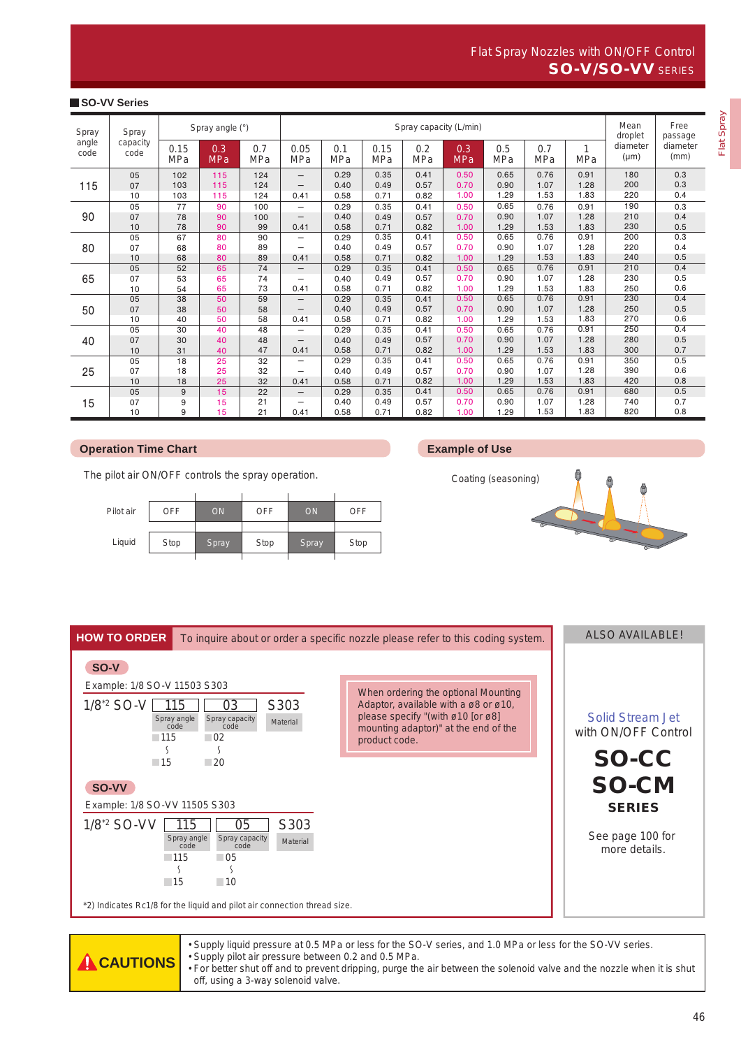# Flat Spray Nozzles with ON/OFF Control
## SO-V/SO-VV SERIES

### SO-VV Series

| Spray angle code | Spray capacity code | Spray angle (°) | | | Spray capacity (L/min) | | | | | | | | Mean droplet diameter (μm) | Free passage diameter (mm) |
|---|---|---|---|---|---|---|---|---|---|---|---|---|---|---|
| | | 0.15 MPa | 0.3 MPa | 0.7 MPa | 0.05 MPa | 0.1 MPa | 0.15 MPa | 0.2 MPa | 0.3 MPa | 0.5 MPa | 0.7 MPa | 1 MPa | | |
| 115 | 05 | 102 | 115 | 124 | – | 0.29 | 0.35 | 0.41 | 0.50 | 0.65 | 0.76 | 0.91 | 180 | 0.3 |
| | 07 | 103 | 115 | 124 | – | 0.40 | 0.49 | 0.57 | 0.70 | 0.90 | 1.07 | 1.28 | 200 | 0.3 |
| | 10 | 103 | 115 | 124 | 0.41 | 0.58 | 0.71 | 0.82 | 1.00 | 1.29 | 1.53 | 1.83 | 220 | 0.4 |
| 90 | 05 | 77 | 90 | 100 | – | 0.29 | 0.35 | 0.41 | 0.50 | 0.65 | 0.76 | 0.91 | 190 | 0.3 |
| | 07 | 78 | 90 | 100 | – | 0.40 | 0.49 | 0.57 | 0.70 | 0.90 | 1.07 | 1.28 | 210 | 0.4 |
| | 10 | 78 | 90 | 99 | 0.41 | 0.58 | 0.71 | 0.82 | 1.00 | 1.29 | 1.53 | 1.83 | 230 | 0.5 |
| 80 | 05 | 67 | 80 | 90 | – | 0.29 | 0.35 | 0.41 | 0.50 | 0.65 | 0.76 | 0.91 | 200 | 0.3 |
| | 07 | 68 | 80 | 89 | – | 0.40 | 0.49 | 0.57 | 0.70 | 0.90 | 1.07 | 1.28 | 220 | 0.4 |
| | 10 | 68 | 80 | 89 | 0.41 | 0.58 | 0.71 | 0.82 | 1.00 | 1.29 | 1.53 | 1.83 | 240 | 0.5 |
| 65 | 05 | 52 | 65 | 74 | – | 0.29 | 0.35 | 0.41 | 0.50 | 0.65 | 0.76 | 0.91 | 210 | 0.4 |
| | 07 | 53 | 65 | 74 | – | 0.40 | 0.49 | 0.57 | 0.70 | 0.90 | 1.07 | 1.28 | 230 | 0.5 |
| | 10 | 54 | 65 | 73 | 0.41 | 0.58 | 0.71 | 0.82 | 1.00 | 1.29 | 1.53 | 1.83 | 250 | 0.6 |
| 50 | 05 | 38 | 50 | 59 | – | 0.29 | 0.35 | 0.41 | 0.50 | 0.65 | 0.76 | 0.91 | 230 | 0.4 |
| | 07 | 38 | 50 | 58 | – | 0.40 | 0.49 | 0.57 | 0.70 | 0.90 | 1.07 | 1.28 | 250 | 0.5 |
| | 10 | 40 | 50 | 58 | 0.41 | 0.58 | 0.71 | 0.82 | 1.00 | 1.29 | 1.53 | 1.83 | 270 | 0.6 |
| 40 | 05 | 30 | 40 | 48 | – | 0.29 | 0.35 | 0.41 | 0.50 | 0.65 | 0.76 | 0.91 | 250 | 0.4 |
| | 07 | 30 | 40 | 48 | – | 0.40 | 0.49 | 0.57 | 0.70 | 0.90 | 1.07 | 1.28 | 280 | 0.5 |
| | 10 | 31 | 40 | 47 | 0.41 | 0.58 | 0.71 | 0.82 | 1.00 | 1.29 | 1.53 | 1.83 | 300 | 0.7 |
| 25 | 05 | 18 | 25 | 32 | – | 0.29 | 0.35 | 0.41 | 0.50 | 0.65 | 0.76 | 0.91 | 350 | 0.5 |
| | 07 | 18 | 25 | 32 | – | 0.40 | 0.49 | 0.57 | 0.70 | 0.90 | 1.07 | 1.28 | 390 | 0.6 |
| | 10 | 18 | 25 | 32 | 0.41 | 0.58 | 0.71 | 0.82 | 1.00 | 1.29 | 1.53 | 1.83 | 420 | 0.8 |
| 15 | 05 | 9 | 15 | 22 | – | 0.29 | 0.35 | 0.41 | 0.50 | 0.65 | 0.76 | 0.91 | 680 | 0.5 |
| | 07 | 9 | 15 | 21 | – | 0.40 | 0.49 | 0.57 | 0.70 | 0.90 | 1.07 | 1.28 | 740 | 0.7 |
| | 10 | 9 | 15 | 21 | 0.41 | 0.58 | 0.71 | 0.82 | 1.00 | 1.29 | 1.53 | 1.83 | 820 | 0.8 |

### Operation Time Chart

The pilot air ON/OFF controls the spray operation.

| | | | | | |
|---|---|---|---|---|---|
| Pilot air | OFF | ON | OFF | ON | OFF |
| Liquid | Stop | Spray | Stop | Spray | Stop |

### Example of Use

Coating (seasoning)

### HOW TO ORDER

To inquire about or order a specific nozzle please refer to this coding system.

**SO-V**

Example: 1/8 SO-V 11503 S303

1/8*2 SO-V 115 03 S303

- Spray angle code: 115 ~ 15
- Spray capacity code: 02 ~ 20
- Material

**SO-VV**

Example: 1/8 SO-VV 11505 S303

1/8*2 SO-VV 115 05 S303

- Spray angle code: 115 ~ 15
- Spray capacity code: 05 ~ 10
- Material

When ordering the optional Mounting Adaptor, available with a ø8 or ø10, please specify "(with ø10 [or ø8] mounting adaptor)" at the end of the product code.

*2) Indicates Rc1/8 for the liquid and pilot air connection thread size.

### ALSO AVAILABLE!

Solid Stream Jet with ON/OFF Control

**SO-CC**
**SO-CM**
**SERIES**

See page 100 for more details.

### CAUTIONS

- Supply liquid pressure at 0.5 MPa or less for the SO-V series, and 1.0 MPa or less for the SO-VV series.
- Supply pilot air pressure between 0.2 and 0.5 MPa.
- For better shut off and to prevent dripping, purge the air between the solenoid valve and the nozzle when it is shut off, using a 3-way solenoid valve.